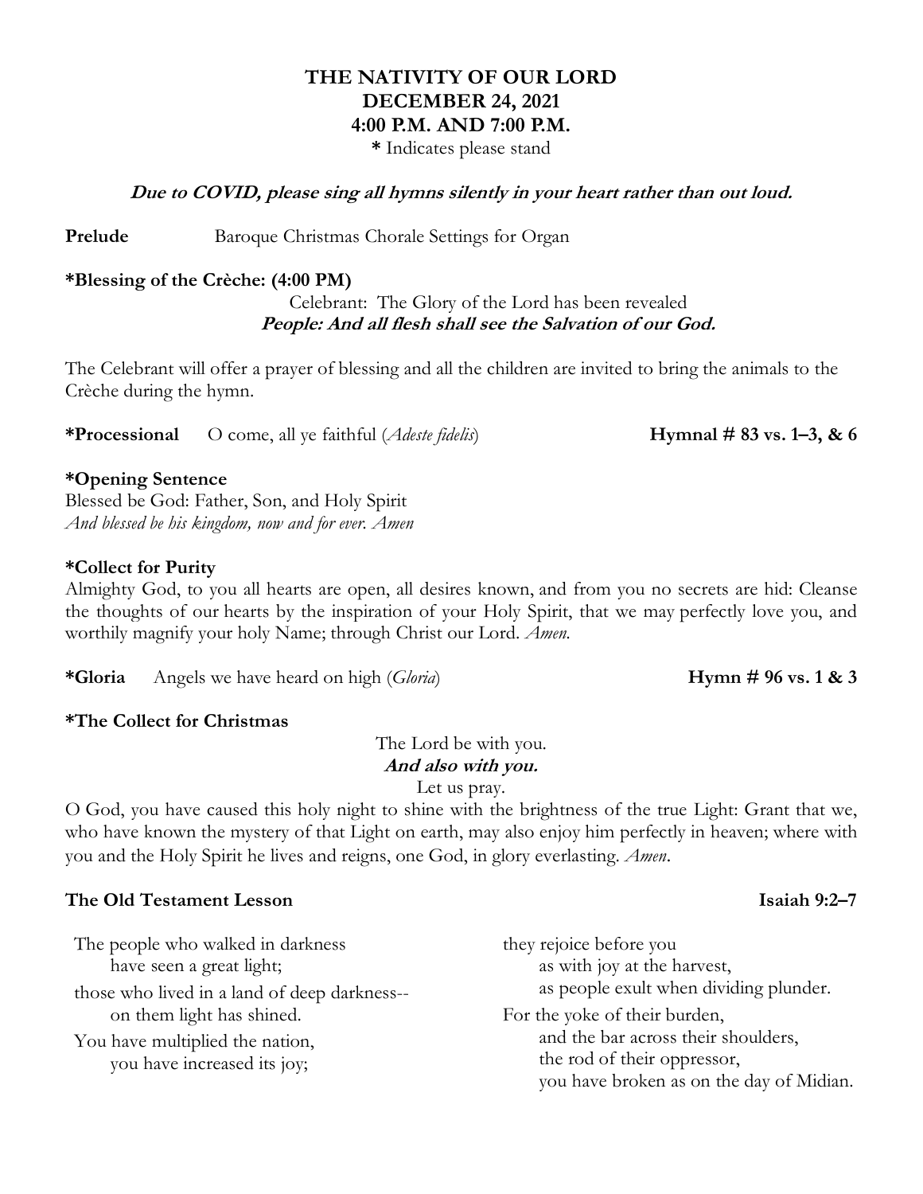# THE NATIVITY OF OUR LORD
## DECEMBER 24, 2021
## 4:00 P.M. AND 7:00 P.M.

**\*** Indicates please stand

***Due to COVID, please sing all hymns silently in your heart rather than out loud.***

**Prelude** Baroque Christmas Chorale Settings for Organ

**\*Blessing of the Crèche: (4:00 PM)**

Celebrant: The Glory of the Lord has been revealed
***People: And all flesh shall see the Salvation of our God.***

The Celebrant will offer a prayer of blessing and all the children are invited to bring the animals to the Crèche during the hymn.

**\*Processional** O come, all ye faithful (*Adeste fidelis*) **Hymnal # 83 vs. 1–3, & 6**

**\*Opening Sentence**

Blessed be God: Father, Son, and Holy Spirit
*And blessed be his kingdom, now and for ever. Amen*

**\*Collect for Purity**

Almighty God, to you all hearts are open, all desires known, and from you no secrets are hid: Cleanse the thoughts of our hearts by the inspiration of your Holy Spirit, that we may perfectly love you, and worthily magnify your holy Name; through Christ our Lord. *Amen.*

**\*Gloria** Angels we have heard on high (*Gloria*) **Hymn # 96 vs. 1 & 3**

**\*The Collect for Christmas**

The Lord be with you.
***And also with you.***
Let us pray.

O God, you have caused this holy night to shine with the brightness of the true Light: Grant that we, who have known the mystery of that Light on earth, may also enjoy him perfectly in heaven; where with you and the Holy Spirit he lives and reigns, one God, in glory everlasting. *Amen*.

**The Old Testament Lesson** **Isaiah 9:2–7**

The people who walked in darkness
have seen a great light;
those who lived in a land of deep darkness--
on them light has shined.
You have multiplied the nation,
you have increased its joy;
they rejoice before you
as with joy at the harvest,
as people exult when dividing plunder.
For the yoke of their burden,
and the bar across their shoulders,
the rod of their oppressor,
you have broken as on the day of Midian.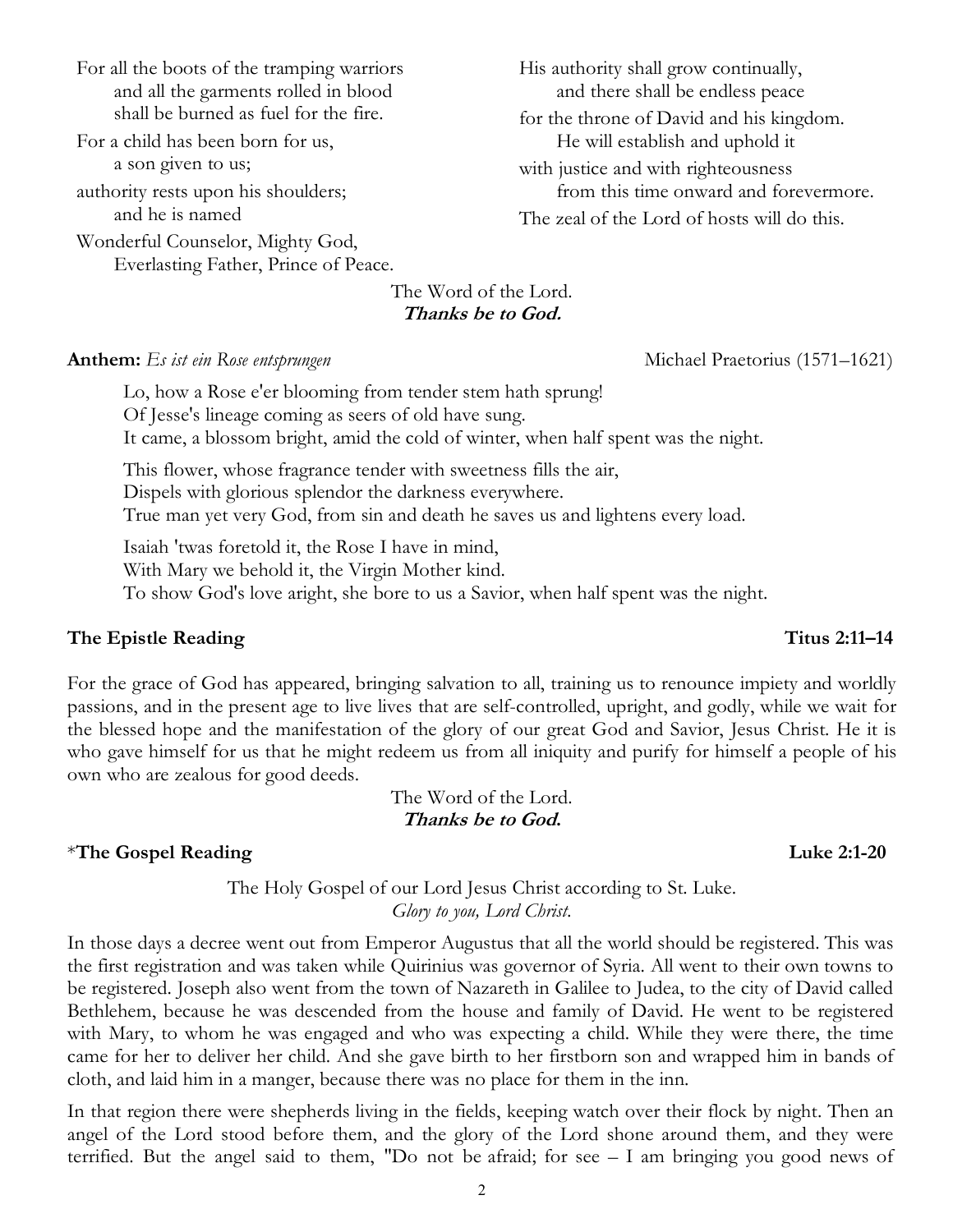For all the boots of the tramping warriors
and all the garments rolled in blood
shall be burned as fuel for the fire.

For a child has been born for us,
a son given to us;

authority rests upon his shoulders;
and he is named

Wonderful Counselor, Mighty God,
Everlasting Father, Prince of Peace.

His authority shall grow continually,
and there shall be endless peace

for the throne of David and his kingdom.
He will establish and uphold it

with justice and with righteousness
from this time onward and forevermore.

The zeal of the Lord of hosts will do this.

The Word of the Lord.
***Thanks be to God.***

**Anthem:** *Es ist ein Rose entsprungen* Michael Praetorius (1571–1621)

Lo, how a Rose e'er blooming from tender stem hath sprung!
Of Jesse's lineage coming as seers of old have sung.
It came, a blossom bright, amid the cold of winter, when half spent was the night.

This flower, whose fragrance tender with sweetness fills the air,
Dispels with glorious splendor the darkness everywhere.
True man yet very God, from sin and death he saves us and lightens every load.

Isaiah 'twas foretold it, the Rose I have in mind,
With Mary we behold it, the Virgin Mother kind.
To show God's love aright, she bore to us a Savior, when half spent was the night.

**The Epistle Reading** **Titus 2:11–14**

For the grace of God has appeared, bringing salvation to all, training us to renounce impiety and worldly passions, and in the present age to live lives that are self-controlled, upright, and godly, while we wait for the blessed hope and the manifestation of the glory of our great God and Savior, Jesus Christ. He it is who gave himself for us that he might redeem us from all iniquity and purify for himself a people of his own who are zealous for good deeds.

The Word of the Lord.
***Thanks be to God.***

*__The Gospel Reading__ **Luke 2:1-20**

The Holy Gospel of our Lord Jesus Christ according to St. Luke.
*Glory to you, Lord Christ.*

In those days a decree went out from Emperor Augustus that all the world should be registered. This was the first registration and was taken while Quirinius was governor of Syria. All went to their own towns to be registered. Joseph also went from the town of Nazareth in Galilee to Judea, to the city of David called Bethlehem, because he was descended from the house and family of David. He went to be registered with Mary, to whom he was engaged and who was expecting a child. While they were there, the time came for her to deliver her child. And she gave birth to her firstborn son and wrapped him in bands of cloth, and laid him in a manger, because there was no place for them in the inn.

In that region there were shepherds living in the fields, keeping watch over their flock by night. Then an angel of the Lord stood before them, and the glory of the Lord shone around them, and they were terrified. But the angel said to them, "Do not be afraid; for see – I am bringing you good news of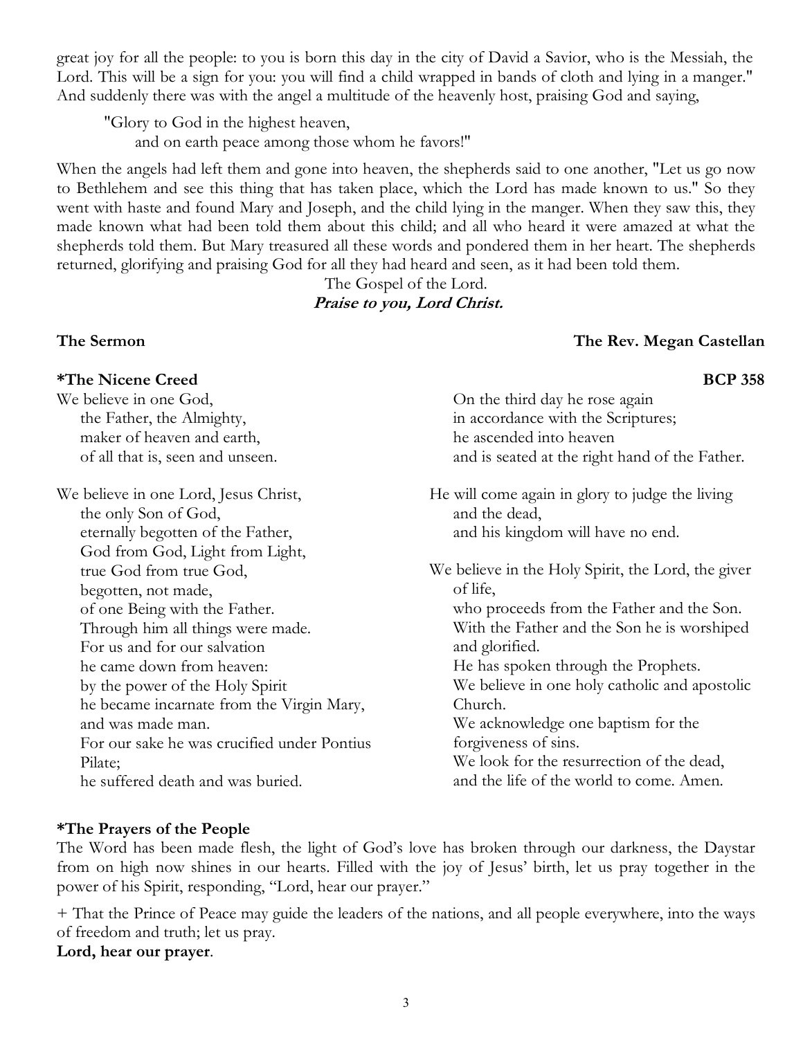great joy for all the people: to you is born this day in the city of David a Savior, who is the Messiah, the Lord. This will be a sign for you: you will find a child wrapped in bands of cloth and lying in a manger." And suddenly there was with the angel a multitude of the heavenly host, praising God and saying,

"Glory to God in the highest heaven,
and on earth peace among those whom he favors!"

When the angels had left them and gone into heaven, the shepherds said to one another, "Let us go now to Bethlehem and see this thing that has taken place, which the Lord has made known to us." So they went with haste and found Mary and Joseph, and the child lying in the manger. When they saw this, they made known what had been told them about this child; and all who heard it were amazed at what the shepherds told them. But Mary treasured all these words and pondered them in her heart. The shepherds returned, glorifying and praising God for all they had heard and seen, as it had been told them.

The Gospel of the Lord.
***Praise to you, Lord Christ.***

**The Sermon** **The Rev. Megan Castellan**

**\*The Nicene Creed** **BCP 358**

We believe in one God,
the Father, the Almighty,
maker of heaven and earth,
of all that is, seen and unseen.

We believe in one Lord, Jesus Christ,
the only Son of God,
eternally begotten of the Father,
God from God, Light from Light,
true God from true God,
begotten, not made,
of one Being with the Father.
Through him all things were made.
For us and for our salvation
he came down from heaven:
by the power of the Holy Spirit
he became incarnate from the Virgin Mary,
and was made man.
For our sake he was crucified under Pontius Pilate;
he suffered death and was buried.
On the third day he rose again
in accordance with the Scriptures;
he ascended into heaven
and is seated at the right hand of the Father.

He will come again in glory to judge the living and the dead,
and his kingdom will have no end.

We believe in the Holy Spirit, the Lord, the giver of life,
who proceeds from the Father and the Son.
With the Father and the Son he is worshiped and glorified.
He has spoken through the Prophets.
We believe in one holy catholic and apostolic Church.
We acknowledge one baptism for the forgiveness of sins.
We look for the resurrection of the dead,
and the life of the world to come. Amen.

**\*The Prayers of the People**

The Word has been made flesh, the light of God's love has broken through our darkness, the Daystar from on high now shines in our hearts. Filled with the joy of Jesus' birth, let us pray together in the power of his Spirit, responding, "Lord, hear our prayer."

+ That the Prince of Peace may guide the leaders of the nations, and all people everywhere, into the ways of freedom and truth; let us pray.
**Lord, hear our prayer**.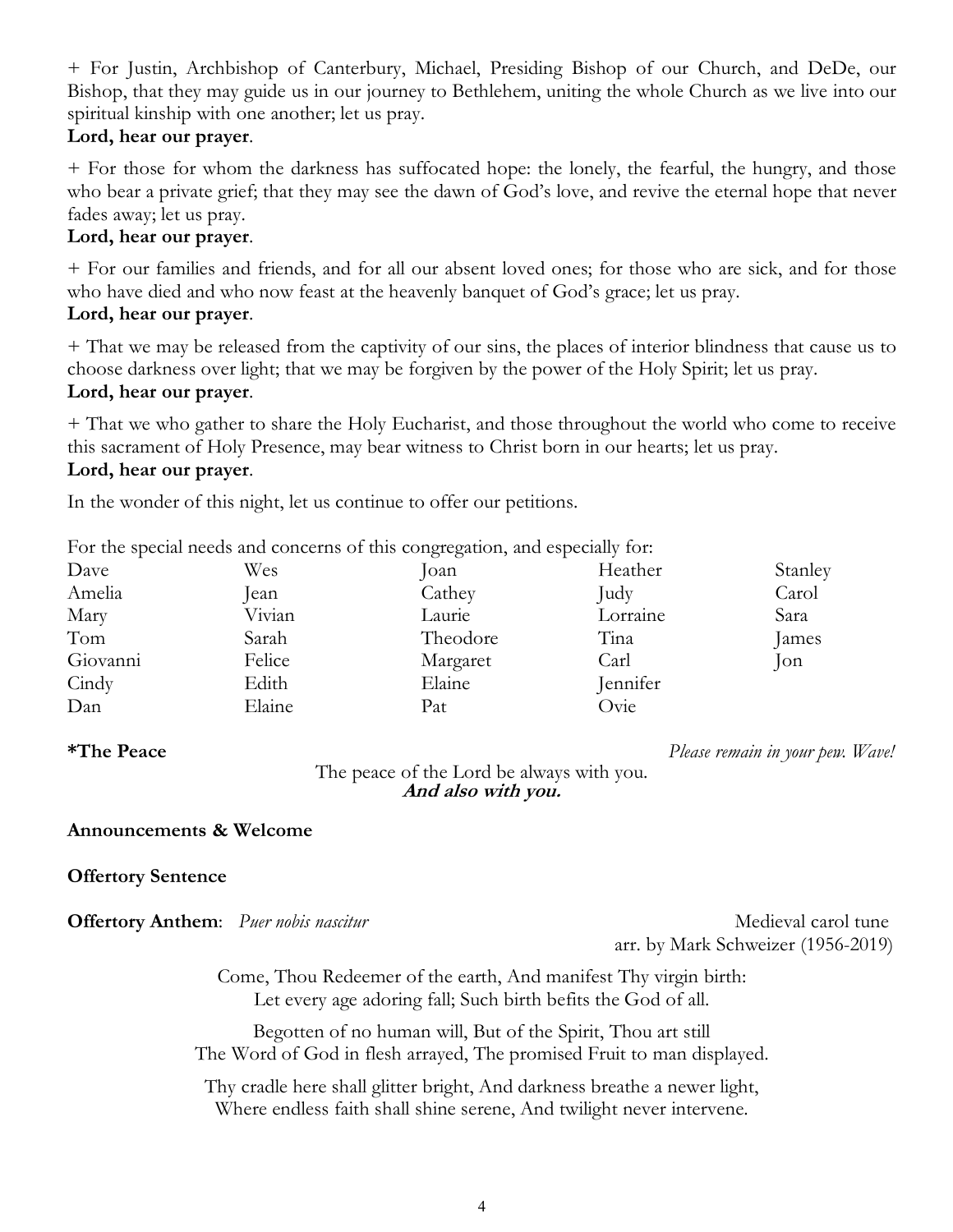+ For Justin, Archbishop of Canterbury, Michael, Presiding Bishop of our Church, and DeDe, our Bishop, that they may guide us in our journey to Bethlehem, uniting the whole Church as we live into our spiritual kinship with one another; let us pray.
**Lord, hear our prayer**.

+ For those for whom the darkness has suffocated hope: the lonely, the fearful, the hungry, and those who bear a private grief; that they may see the dawn of God's love, and revive the eternal hope that never fades away; let us pray.
**Lord, hear our prayer**.

+ For our families and friends, and for all our absent loved ones; for those who are sick, and for those who have died and who now feast at the heavenly banquet of God's grace; let us pray.
**Lord, hear our prayer**.

+ That we may be released from the captivity of our sins, the places of interior blindness that cause us to choose darkness over light; that we may be forgiven by the power of the Holy Spirit; let us pray.
**Lord, hear our prayer**.

+ That we who gather to share the Holy Eucharist, and those throughout the world who come to receive this sacrament of Holy Presence, may bear witness to Christ born in our hearts; let us pray.
**Lord, hear our prayer**.

In the wonder of this night, let us continue to offer our petitions.

For the special needs and concerns of this congregation, and especially for:

| | | | | |
|---|---|---|---|---|
| Dave | Wes | Joan | Heather | Stanley |
| Amelia | Jean | Cathey | Judy | Carol |
| Mary | Vivian | Laurie | Lorraine | Sara |
| Tom | Sarah | Theodore | Tina | James |
| Giovanni | Felice | Margaret | Carl | Jon |
| Cindy | Edith | Elaine | Jennifer | |
| Dan | Elaine | Pat | Ovie | |

**\*The Peace** *Please remain in your pew. Wave!*

The peace of the Lord be always with you.
***And also with you.***

**Announcements & Welcome**

**Offertory Sentence**

**Offertory Anthem**: *Puer nobis nascitur* Medieval carol tune arr. by Mark Schweizer (1956-2019)

Come, Thou Redeemer of the earth, And manifest Thy virgin birth:
Let every age adoring fall; Such birth befits the God of all.

Begotten of no human will, But of the Spirit, Thou art still
The Word of God in flesh arrayed, The promised Fruit to man displayed.

Thy cradle here shall glitter bright, And darkness breathe a newer light,
Where endless faith shall shine serene, And twilight never intervene.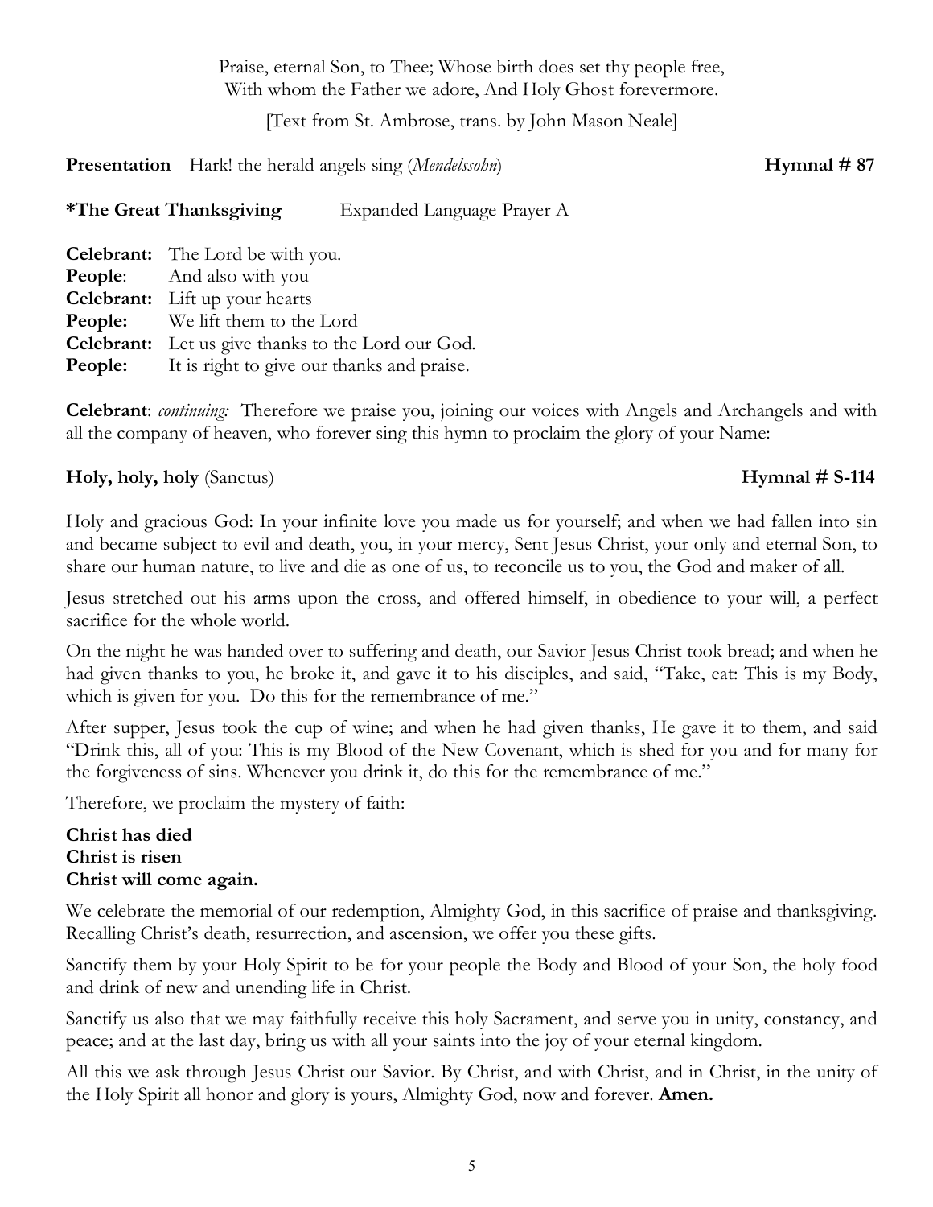Praise, eternal Son, to Thee; Whose birth does set thy people free,
With whom the Father we adore, And Holy Ghost forevermore.

[Text from St. Ambrose, trans. by John Mason Neale]

**Presentation** Hark! the herald angels sing (*Mendelssohn*) **Hymnal # 87**

**\*The Great Thanksgiving** Expanded Language Prayer A

**Celebrant:** The Lord be with you.
**People**: And also with you
**Celebrant:** Lift up your hearts
**People:** We lift them to the Lord
**Celebrant:** Let us give thanks to the Lord our God.
**People:** It is right to give our thanks and praise.

**Celebrant**: *continuing:* Therefore we praise you, joining our voices with Angels and Archangels and with all the company of heaven, who forever sing this hymn to proclaim the glory of your Name:

**Holy, holy, holy** (Sanctus) **Hymnal # S-114**

Holy and gracious God: In your infinite love you made us for yourself; and when we had fallen into sin and became subject to evil and death, you, in your mercy, Sent Jesus Christ, your only and eternal Son, to share our human nature, to live and die as one of us, to reconcile us to you, the God and maker of all.

Jesus stretched out his arms upon the cross, and offered himself, in obedience to your will, a perfect sacrifice for the whole world.

On the night he was handed over to suffering and death, our Savior Jesus Christ took bread; and when he had given thanks to you, he broke it, and gave it to his disciples, and said, "Take, eat: This is my Body, which is given for you. Do this for the remembrance of me."

After supper, Jesus took the cup of wine; and when he had given thanks, He gave it to them, and said "Drink this, all of you: This is my Blood of the New Covenant, which is shed for you and for many for the forgiveness of sins. Whenever you drink it, do this for the remembrance of me."

Therefore, we proclaim the mystery of faith:

**Christ has died**
**Christ is risen**
**Christ will come again.**

We celebrate the memorial of our redemption, Almighty God, in this sacrifice of praise and thanksgiving. Recalling Christ's death, resurrection, and ascension, we offer you these gifts.

Sanctify them by your Holy Spirit to be for your people the Body and Blood of your Son, the holy food and drink of new and unending life in Christ.

Sanctify us also that we may faithfully receive this holy Sacrament, and serve you in unity, constancy, and peace; and at the last day, bring us with all your saints into the joy of your eternal kingdom.

All this we ask through Jesus Christ our Savior. By Christ, and with Christ, and in Christ, in the unity of the Holy Spirit all honor and glory is yours, Almighty God, now and forever. **Amen.**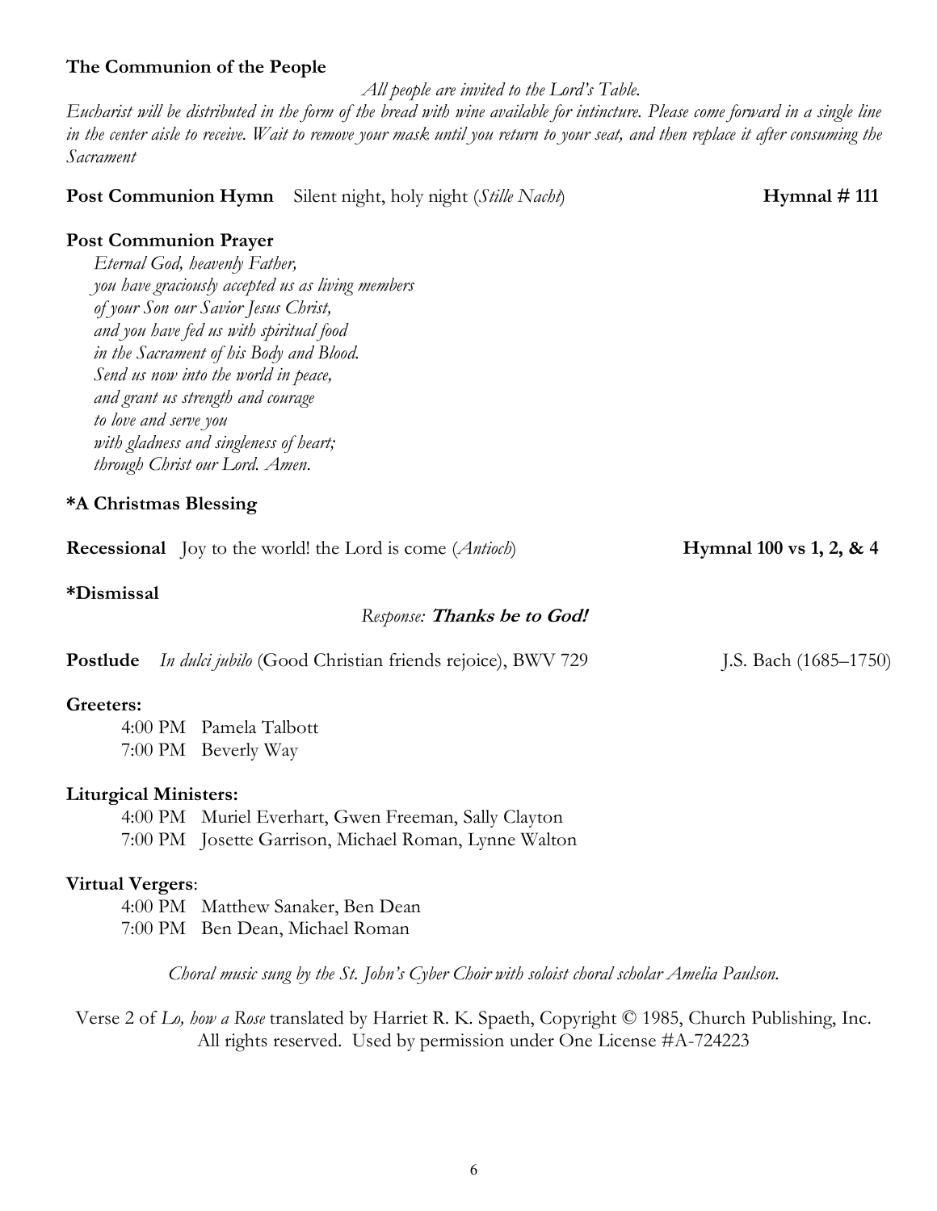**The Communion of the People**

*All people are invited to the Lord's Table.*

*Eucharist will be distributed in the form of the bread with wine available for intincture. Please come forward in a single line in the center aisle to receive. Wait to remove your mask until you return to your seat, and then replace it after consuming the Sacrament*

**Post Communion Hymn** Silent night, holy night (*Stille Nacht*) **Hymnal # 111**

**Post Communion Prayer**

*Eternal God, heavenly Father,*
*you have graciously accepted us as living members*
*of your Son our Savior Jesus Christ,*
*and you have fed us with spiritual food*
*in the Sacrament of his Body and Blood.*
*Send us now into the world in peace,*
*and grant us strength and courage*
*to love and serve you*
*with gladness and singleness of heart;*
*through Christ our Lord. Amen.*

**\*A Christmas Blessing**

**Recessional** Joy to the world! the Lord is come (*Antioch*) **Hymnal 100 vs 1, 2, & 4**

**\*Dismissal**

*Response:* ***Thanks be to God!***

**Postlude** *In dulci jubilo* (Good Christian friends rejoice), BWV 729 J.S. Bach (1685–1750)

**Greeters:**

4:00 PM Pamela Talbott
7:00 PM Beverly Way

**Liturgical Ministers:**

4:00 PM Muriel Everhart, Gwen Freeman, Sally Clayton
7:00 PM Josette Garrison, Michael Roman, Lynne Walton

**Virtual Vergers**:

4:00 PM Matthew Sanaker, Ben Dean
7:00 PM Ben Dean, Michael Roman

*Choral music sung by the St. John's Cyber Choir with soloist choral scholar Amelia Paulson.*

Verse 2 of *Lo, how a Rose* translated by Harriet R. K. Spaeth, Copyright © 1985, Church Publishing, Inc. All rights reserved. Used by permission under One License #A-724223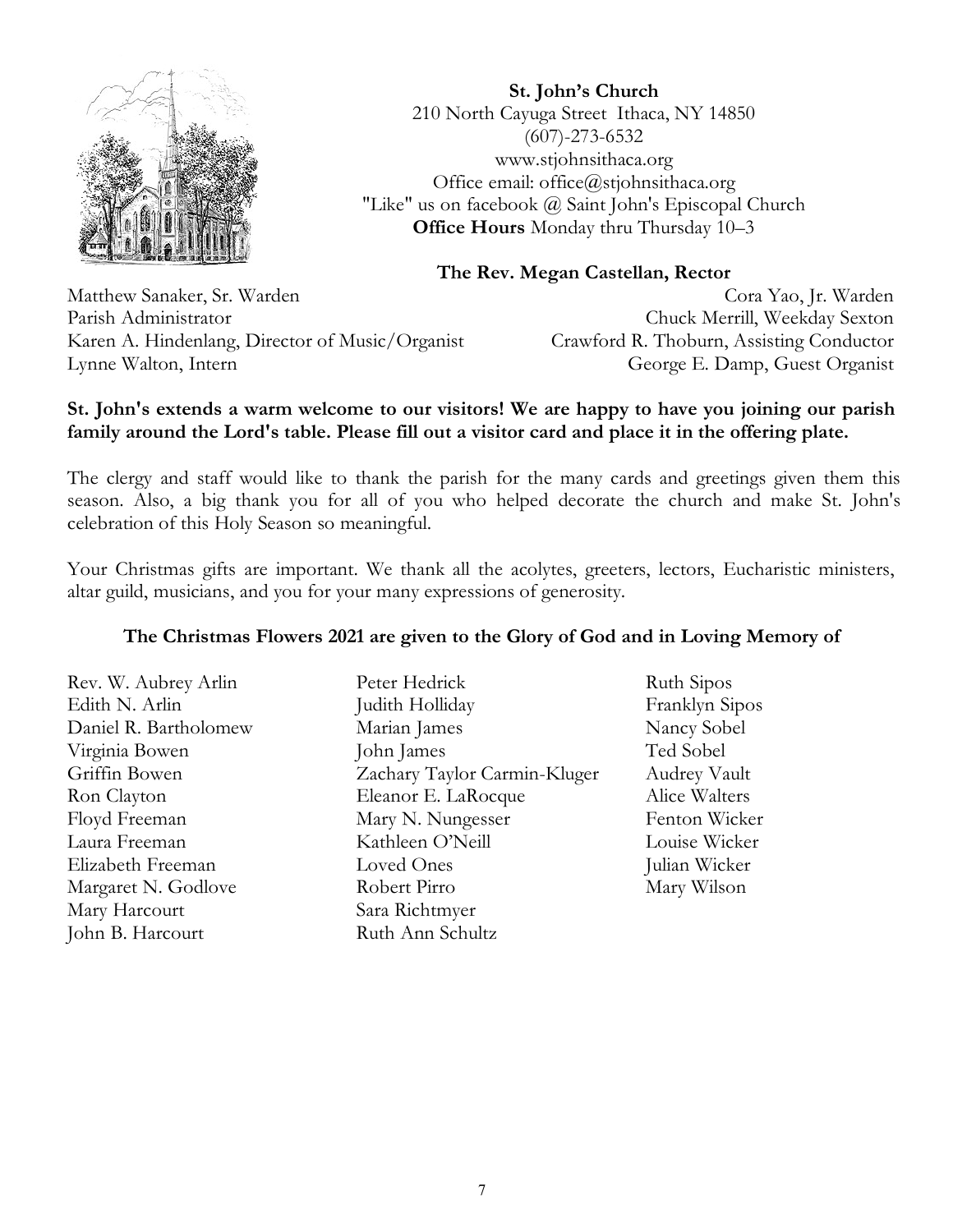**St. John's Church**
210 North Cayuga Street Ithaca, NY 14850
(607)-273-6532
www.stjohnsithaca.org
Office email: office@stjohnsithaca.org
"Like" us on facebook @ Saint John's Episcopal Church
**Office Hours** Monday thru Thursday 10–3

**The Rev. Megan Castellan, Rector**

Matthew Sanaker, Sr. Warden
Cora Yao, Jr. Warden
Parish Administrator
Chuck Merrill, Weekday Sexton
Karen A. Hindenlang, Director of Music/Organist
Crawford R. Thoburn, Assisting Conductor
Lynne Walton, Intern
George E. Damp, Guest Organist

**St. John's extends a warm welcome to our visitors! We are happy to have you joining our parish family around the Lord's table. Please fill out a visitor card and place it in the offering plate.**

The clergy and staff would like to thank the parish for the many cards and greetings given them this season. Also, a big thank you for all of you who helped decorate the church and make St. John's celebration of this Holy Season so meaningful.

Your Christmas gifts are important. We thank all the acolytes, greeters, lectors, Eucharistic ministers, altar guild, musicians, and you for your many expressions of generosity.

**The Christmas Flowers 2021 are given to the Glory of God and in Loving Memory of**

Rev. W. Aubrey Arlin
Edith N. Arlin
Daniel R. Bartholomew
Virginia Bowen
Griffin Bowen
Ron Clayton
Floyd Freeman
Laura Freeman
Elizabeth Freeman
Margaret N. Godlove
Mary Harcourt
John B. Harcourt
Peter Hedrick
Judith Holliday
Marian James
John James
Zachary Taylor Carmin-Kluger
Eleanor E. LaRocque
Mary N. Nungesser
Kathleen O'Neill
Loved Ones
Robert Pirro
Sara Richtmyer
Ruth Ann Schultz
Ruth Sipos
Franklyn Sipos
Nancy Sobel
Ted Sobel
Audrey Vault
Alice Walters
Fenton Wicker
Louise Wicker
Julian Wicker
Mary Wilson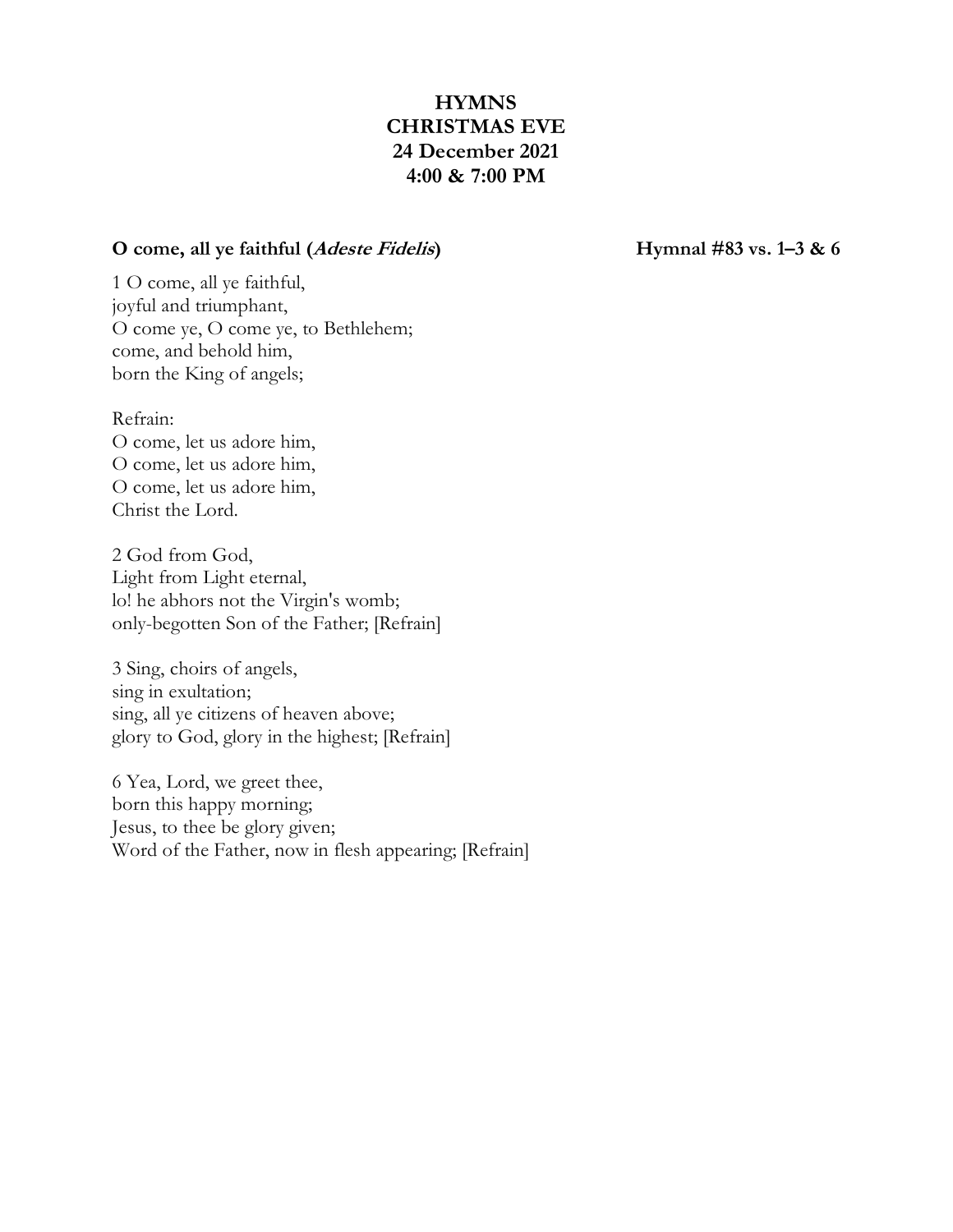# HYMNS
# CHRISTMAS EVE
# 24 December 2021
# 4:00 & 7:00 PM

**O come, all ye faithful (*Adeste Fidelis*)** **Hymnal #83 vs. 1–3 & 6**

1 O come, all ye faithful,
joyful and triumphant,
O come ye, O come ye, to Bethlehem;
come, and behold him,
born the King of angels;

Refrain:
O come, let us adore him,
O come, let us adore him,
O come, let us adore him,
Christ the Lord.

2 God from God,
Light from Light eternal,
lo! he abhors not the Virgin's womb;
only-begotten Son of the Father; [Refrain]

3 Sing, choirs of angels,
sing in exultation;
sing, all ye citizens of heaven above;
glory to God, glory in the highest; [Refrain]

6 Yea, Lord, we greet thee,
born this happy morning;
Jesus, to thee be glory given;
Word of the Father, now in flesh appearing; [Refrain]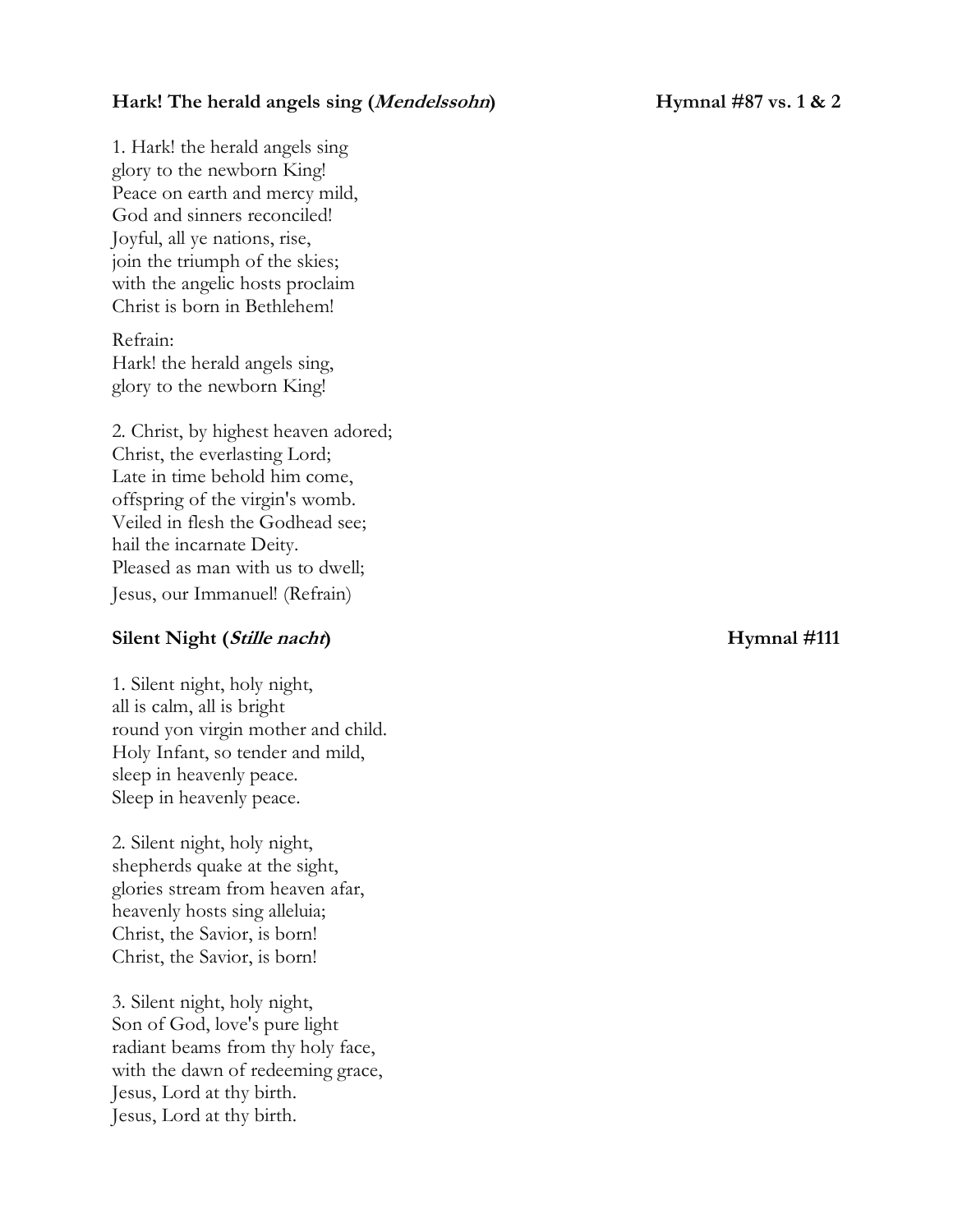**Hark! The herald angels sing (*Mendelssohn*)** **Hymnal #87 vs. 1 & 2**

1. Hark! the herald angels sing  
glory to the newborn King!  
Peace on earth and mercy mild,  
God and sinners reconciled!  
Joyful, all ye nations, rise,  
join the triumph of the skies;  
with the angelic hosts proclaim  
Christ is born in Bethlehem!

Refrain:  
Hark! the herald angels sing,  
glory to the newborn King!

2. Christ, by highest heaven adored;  
Christ, the everlasting Lord;  
Late in time behold him come,  
offspring of the virgin's womb.  
Veiled in flesh the Godhead see;  
hail the incarnate Deity.  
Pleased as man with us to dwell;  
Jesus, our Immanuel! (Refrain)

**Silent Night (*Stille nacht*)** **Hymnal #111**

1. Silent night, holy night,  
all is calm, all is bright  
round yon virgin mother and child.  
Holy Infant, so tender and mild,  
sleep in heavenly peace.  
Sleep in heavenly peace.

2. Silent night, holy night,  
shepherds quake at the sight,  
glories stream from heaven afar,  
heavenly hosts sing alleluia;  
Christ, the Savior, is born!  
Christ, the Savior, is born!

3. Silent night, holy night,  
Son of God, love's pure light  
radiant beams from thy holy face,  
with the dawn of redeeming grace,  
Jesus, Lord at thy birth.  
Jesus, Lord at thy birth.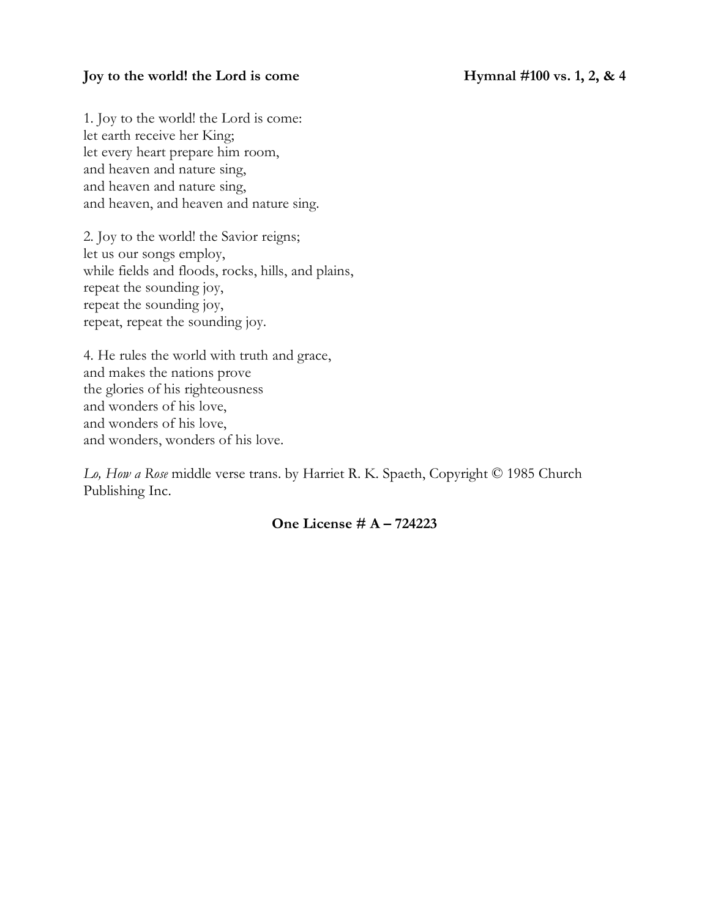**Joy to the world! the Lord is come** **Hymnal #100 vs. 1, 2, & 4**

1. Joy to the world! the Lord is come:
let earth receive her King;
let every heart prepare him room,
and heaven and nature sing,
and heaven and nature sing,
and heaven, and heaven and nature sing.

2. Joy to the world! the Savior reigns;
let us our songs employ,
while fields and floods, rocks, hills, and plains,
repeat the sounding joy,
repeat the sounding joy,
repeat, repeat the sounding joy.

4. He rules the world with truth and grace,
and makes the nations prove
the glories of his righteousness
and wonders of his love,
and wonders of his love,
and wonders, wonders of his love.

*Lo, How a Rose* middle verse trans. by Harriet R. K. Spaeth, Copyright © 1985 Church Publishing Inc.

**One License # A – 724223**